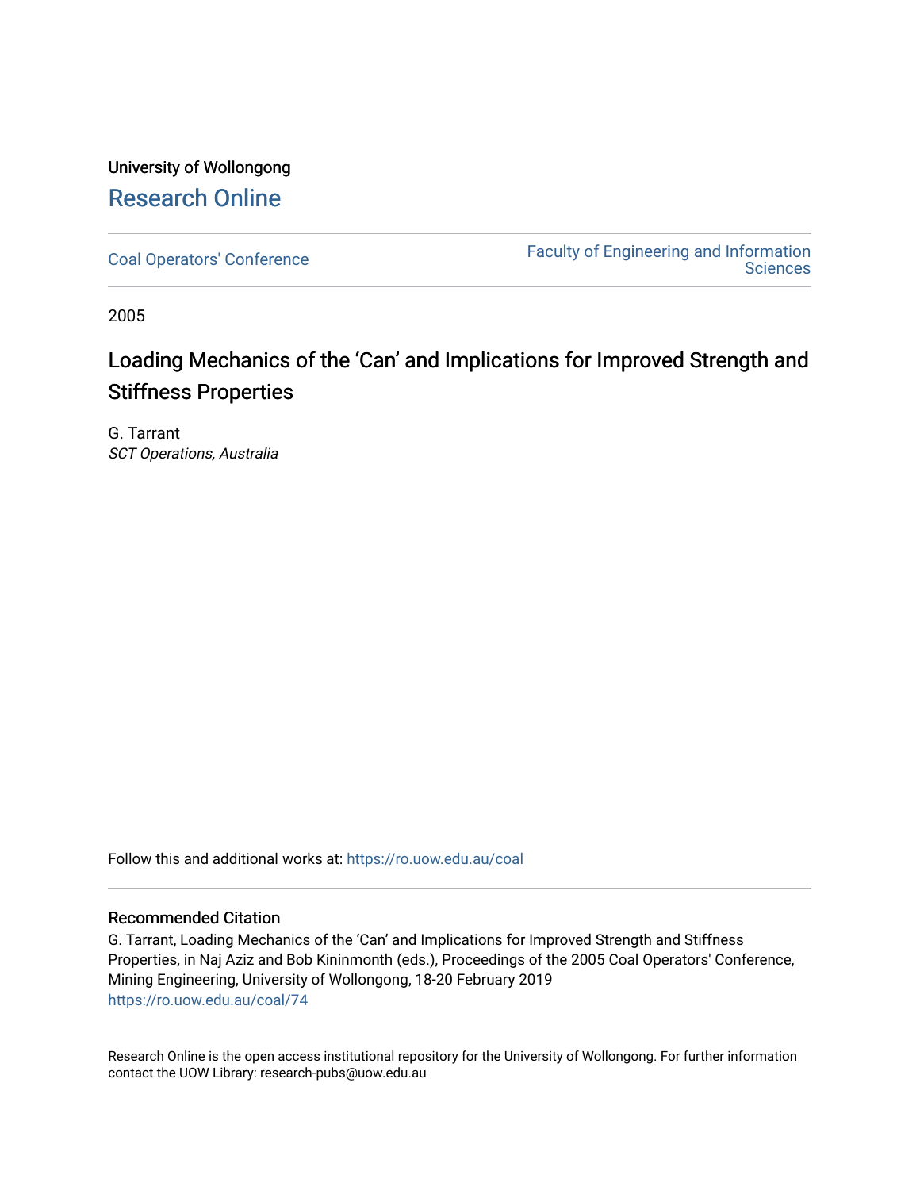University of Wollongong

## Research Online

Coal Operators' Conference | Faculty of Engineering and Information Sciences

2005

# Loading Mechanics of the 'Can' and Implications for Improved Strength and Stiffness Properties

G. Tarrant

*SCT Operations, Australia*

Follow this and additional works at: https://ro.uow.edu.au/coal

### Recommended Citation

G. Tarrant, Loading Mechanics of the 'Can' and Implications for Improved Strength and Stiffness Properties, in Naj Aziz and Bob Kininmonth (eds.), Proceedings of the 2005 Coal Operators' Conference, Mining Engineering, University of Wollongong, 18-20 February 2019

https://ro.uow.edu.au/coal/74

Research Online is the open access institutional repository for the University of Wollongong. For further information contact the UOW Library: research-pubs@uow.edu.au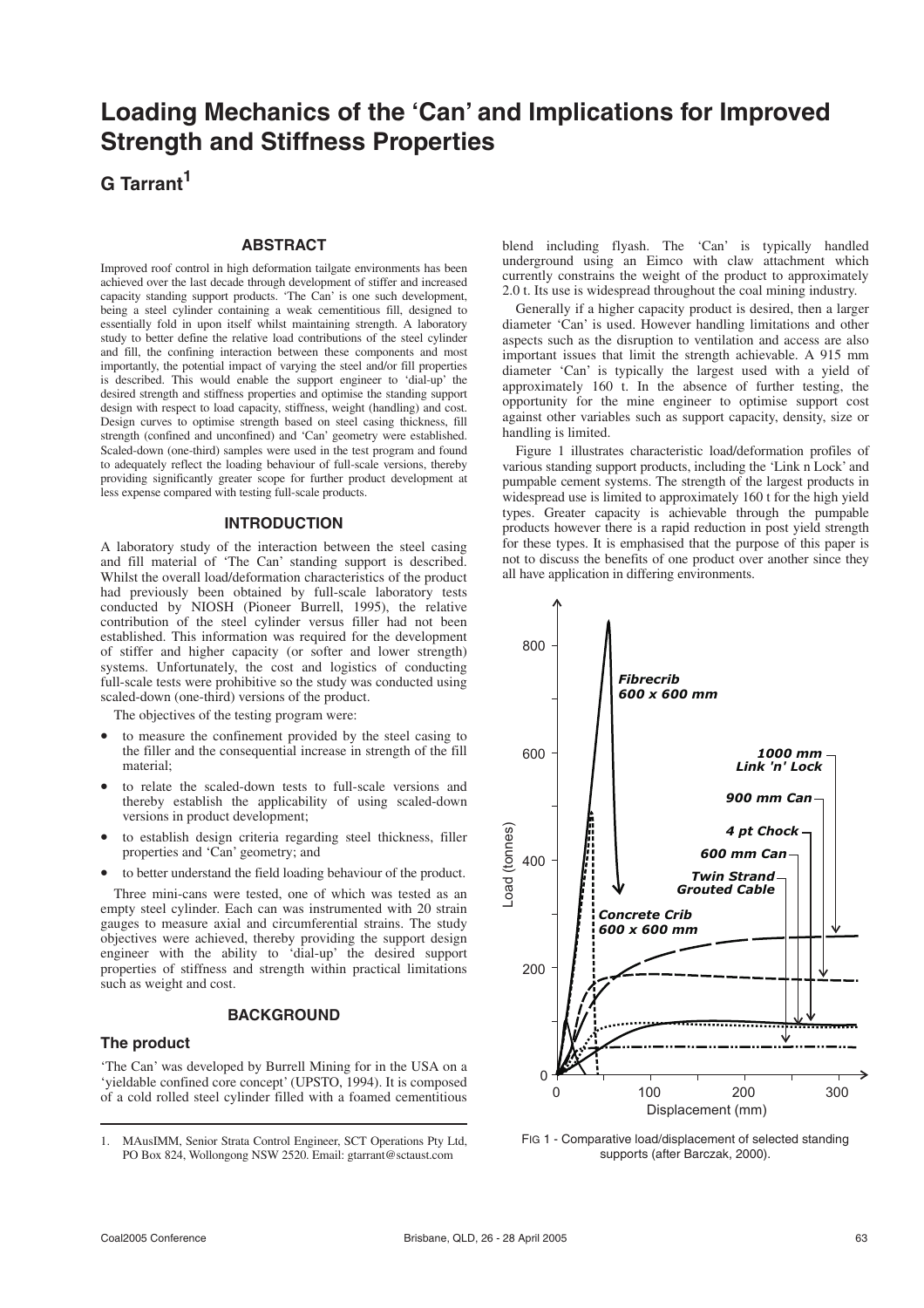# Loading Mechanics of the 'Can' and Implications for Improved Strength and Stiffness Properties

**G Tarrant**[1]

## ABSTRACT

Improved roof control in high deformation tailgate environments has been achieved over the last decade through development of stiffer and increased capacity standing support products. 'The Can' is one such development, being a steel cylinder containing a weak cementitious fill, designed to essentially fold in upon itself whilst maintaining strength. A laboratory study to better define the relative load contributions of the steel cylinder and fill, the confining interaction between these components and most importantly, the potential impact of varying the steel and/or fill properties is described. This would enable the support engineer to 'dial-up' the desired strength and stiffness properties and optimise the standing support design with respect to load capacity, stiffness, weight (handling) and cost. Design curves to optimise strength based on steel casing thickness, fill strength (confined and unconfined) and 'Can' geometry were established. Scaled-down (one-third) samples were used in the test program and found to adequately reflect the loading behaviour of full-scale versions, thereby providing significantly greater scope for further product development at less expense compared with testing full-scale products.

## INTRODUCTION

A laboratory study of the interaction between the steel casing and fill material of 'The Can' standing support is described. Whilst the overall load/deformation characteristics of the product had previously been obtained by full-scale laboratory tests conducted by NIOSH (Pioneer Burrell, 1995), the relative contribution of the steel cylinder versus filler had not been established. This information was required for the development of stiffer and higher capacity (or softer and lower strength) systems. Unfortunately, the cost and logistics of conducting full-scale tests were prohibitive so the study was conducted using scaled-down (one-third) versions of the product.

The objectives of the testing program were:

- to measure the confinement provided by the steel casing to the filler and the consequential increase in strength of the fill material;
- to relate the scaled-down tests to full-scale versions and thereby establish the applicability of using scaled-down versions in product development;
- to establish design criteria regarding steel thickness, filler properties and 'Can' geometry; and
- to better understand the field loading behaviour of the product.

Three mini-cans were tested, one of which was tested as an empty steel cylinder. Each can was instrumented with 20 strain gauges to measure axial and circumferential strains. The study objectives were achieved, thereby providing the support design engineer with the ability to 'dial-up' the desired support properties of stiffness and strength within practical limitations such as weight and cost.

## BACKGROUND

### The product

'The Can' was developed by Burrell Mining for in the USA on a 'yieldable confined core concept' (UPSTO, 1994). It is composed of a cold rolled steel cylinder filled with a foamed cementitious blend including flyash. The 'Can' is typically handled underground using an Eimco with claw attachment which currently constrains the weight of the product to approximately 2.0 t. Its use is widespread throughout the coal mining industry.

Generally if a higher capacity product is desired, then a larger diameter 'Can' is used. However handling limitations and other aspects such as the disruption to ventilation and access are also important issues that limit the strength achievable. A 915 mm diameter 'Can' is typically the largest used with a yield of approximately 160 t. In the absence of further testing, the opportunity for the mine engineer to optimise support cost against other variables such as support capacity, density, size or handling is limited.

Figure 1 illustrates characteristic load/deformation profiles of various standing support products, including the 'Link n Lock' and pumpable cement systems. The strength of the largest products in widespread use is limited to approximately 160 t for the high yield types. Greater capacity is achievable through the pumpable products however there is a rapid reduction in post yield strength for these types. It is emphasised that the purpose of this paper is not to discuss the benefits of one product over another since they all have application in differing environments.

FIG 1 - Comparative load/displacement of selected standing supports (after Barczak, 2000).

1. MAusIMM, Senior Strata Control Engineer, SCT Operations Pty Ltd, PO Box 824, Wollongong NSW 2520. Email: gtarrant@sctaust.com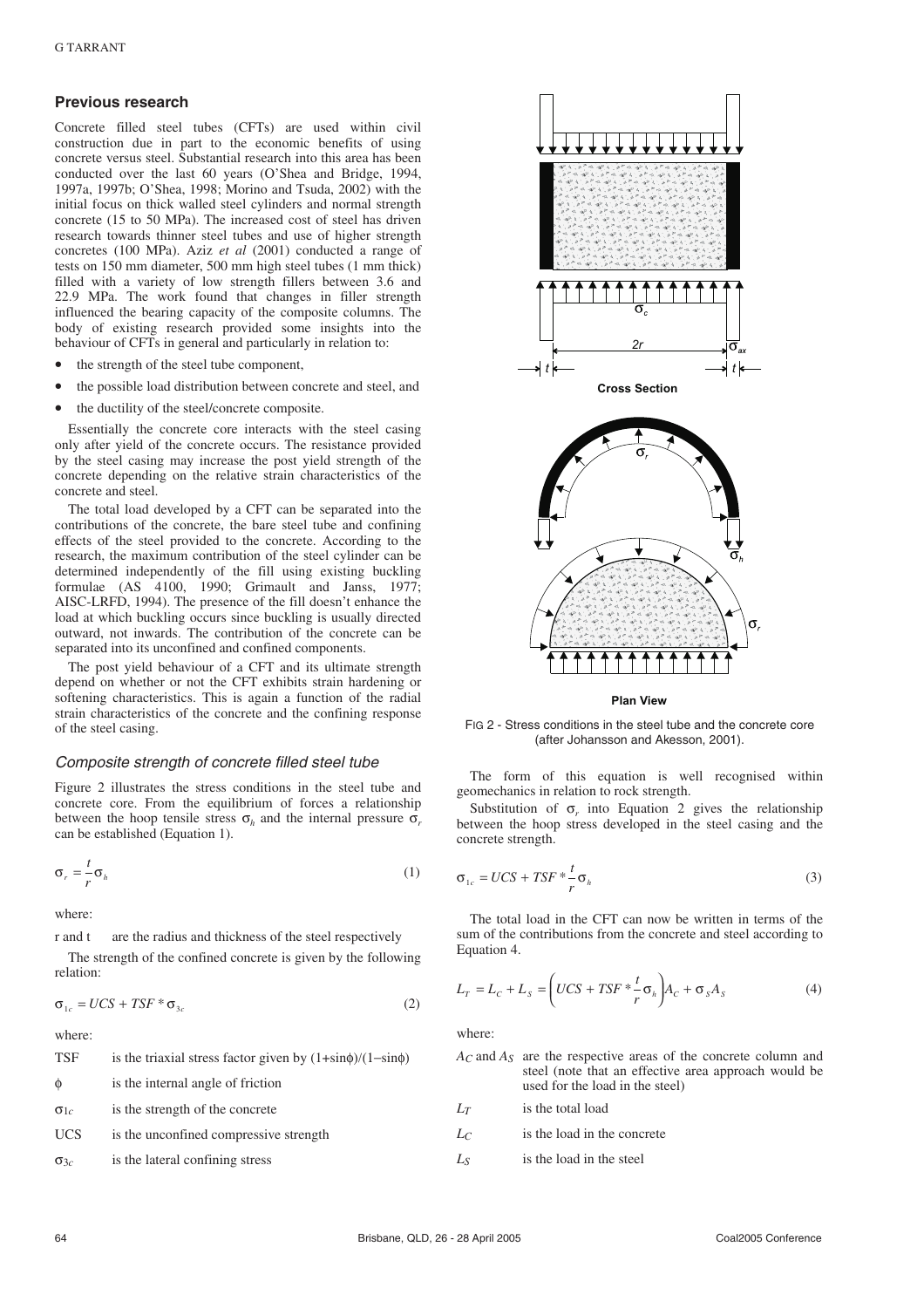## Previous research

Concrete filled steel tubes (CFTs) are used within civil construction due in part to the economic benefits of using concrete versus steel. Substantial research into this area has been conducted over the last 60 years (O'Shea and Bridge, 1994, 1997a, 1997b; O'Shea, 1998; Morino and Tsuda, 2002) with the initial focus on thick walled steel cylinders and normal strength concrete (15 to 50 MPa). The increased cost of steel has driven research towards thinner steel tubes and use of higher strength concretes (100 MPa). Aziz *et al* (2001) conducted a range of tests on 150 mm diameter, 500 mm high steel tubes (1 mm thick) filled with a variety of low strength fillers between 3.6 and 22.9 MPa. The work found that changes in filler strength influenced the bearing capacity of the composite columns. The body of existing research provided some insights into the behaviour of CFTs in general and particularly in relation to:

- the strength of the steel tube component,
- the possible load distribution between concrete and steel, and
- the ductility of the steel/concrete composite.

Essentially the concrete core interacts with the steel casing only after yield of the concrete occurs. The resistance provided by the steel casing may increase the post yield strength of the concrete depending on the relative strain characteristics of the concrete and steel.

The total load developed by a CFT can be separated into the contributions of the concrete, the bare steel tube and confining effects of the steel provided to the concrete. According to the research, the maximum contribution of the steel cylinder can be determined independently of the fill using existing buckling formulae (AS 4100, 1990; Grimault and Janss, 1977; AISC-LRFD, 1994). The presence of the fill doesn't enhance the load at which buckling occurs since buckling is usually directed outward, not inwards. The contribution of the concrete can be separated into its unconfined and confined components.

The post yield behaviour of a CFT and its ultimate strength depend on whether or not the CFT exhibits strain hardening or softening characteristics. This is again a function of the radial strain characteristics of the concrete and the confining response of the steel casing.

### *Composite strength of concrete filled steel tube*

Figure 2 illustrates the stress conditions in the steel tube and concrete core. From the equilibrium of forces a relationship between the hoop tensile stress $\sigma_h$ and the internal pressure $\sigma_r$ can be established (Equation 1).

$$\sigma_r = \frac{t}{r}\sigma_h \tag{1}$$

where:

r and t are the radius and thickness of the steel respectively

The strength of the confined concrete is given by the following relation:

$$\sigma_{1c} = UCS + TSF * \sigma_{3c} \tag{2}$$

where:

TSF is the triaxial stress factor given by $(1+\sin\phi)/(1-\sin\phi)$

$\phi$ is the internal angle of friction

$\sigma_{1c}$ is the strength of the concrete

UCS is the unconfined compressive strength

$\sigma_{3c}$ is the lateral confining stress

FIG 2 - Stress conditions in the steel tube and the concrete core (after Johansson and Akesson, 2001).

The form of this equation is well recognised within geomechanics in relation to rock strength.

Substitution of $\sigma_r$ into Equation 2 gives the relationship between the hoop stress developed in the steel casing and the concrete strength.

$$\sigma_{1c} = UCS + TSF * \frac{t}{r}\sigma_h \tag{3}$$

The total load in the CFT can now be written in terms of the sum of the contributions from the concrete and steel according to Equation 4.

$$L_T = L_C + L_S = \left(UCS + TSF * \frac{t}{r}\sigma_h\right)A_C + \sigma_S A_S \tag{4}$$

where:

$A_C$ and $A_S$ are the respective areas of the concrete column and steel (note that an effective area approach would be used for the load in the steel)

$L_T$ is the total load

$L_C$ is the load in the concrete

$L_S$ is the load in the steel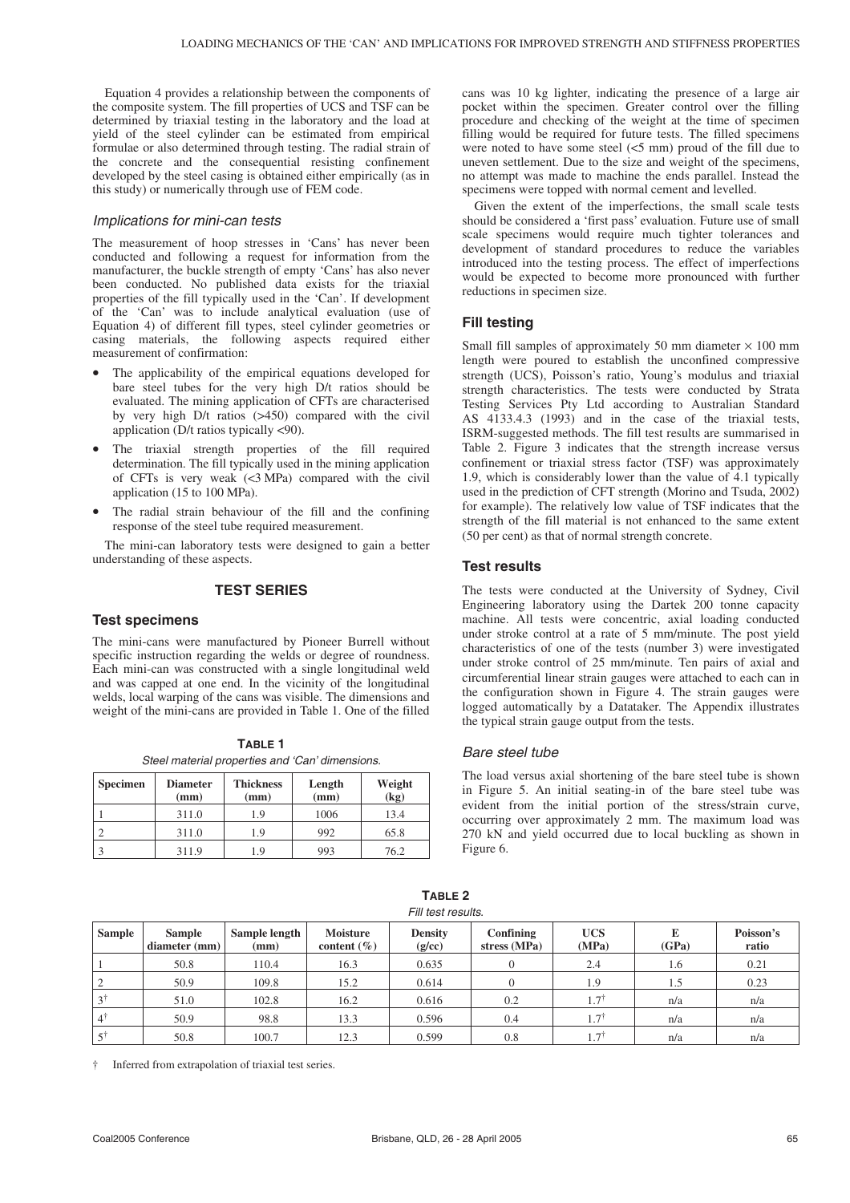Equation 4 provides a relationship between the components of the composite system. The fill properties of UCS and TSF can be determined by triaxial testing in the laboratory and the load at yield of the steel cylinder can be estimated from empirical formulae or also determined through testing. The radial strain of the concrete and the consequential resisting confinement developed by the steel casing is obtained either empirically (as in this study) or numerically through use of FEM code.

### *Implications for mini-can tests*

The measurement of hoop stresses in 'Cans' has never been conducted and following a request for information from the manufacturer, the buckle strength of empty 'Cans' has also never been conducted. No published data exists for the triaxial properties of the fill typically used in the 'Can'. If development of the 'Can' was to include analytical evaluation (use of Equation 4) of different fill types, steel cylinder geometries or casing materials, the following aspects required either measurement of confirmation:

- The applicability of the empirical equations developed for bare steel tubes for the very high D/t ratios should be evaluated. The mining application of CFTs are characterised by very high D/t ratios (>450) compared with the civil application (D/t ratios typically <90).
- The triaxial strength properties of the fill required determination. The fill typically used in the mining application of CFTs is very weak (<3 MPa) compared with the civil application (15 to 100 MPa).
- The radial strain behaviour of the fill and the confining response of the steel tube required measurement.

The mini-can laboratory tests were designed to gain a better understanding of these aspects.

## TEST SERIES

### Test specimens

The mini-cans were manufactured by Pioneer Burrell without specific instruction regarding the welds or degree of roundness. Each mini-can was constructed with a single longitudinal weld and was capped at one end. In the vicinity of the longitudinal welds, local warping of the cans was visible. The dimensions and weight of the mini-cans are provided in Table 1. One of the filled cans was 10 kg lighter, indicating the presence of a large air pocket within the specimen. Greater control over the filling procedure and checking of the weight at the time of specimen filling would be required for future tests. The filled specimens were noted to have some steel (<5 mm) proud of the fill due to uneven settlement. Due to the size and weight of the specimens, no attempt was made to machine the ends parallel. Instead the specimens were topped with normal cement and levelled.

**TABLE 1**
*Steel material properties and 'Can' dimensions.*

| Specimen | Diameter (mm) | Thickness (mm) | Length (mm) | Weight (kg) |
|---|---|---|---|---|
| 1 | 311.0 | 1.9 | 1006 | 13.4 |
| 2 | 311.0 | 1.9 | 992 | 65.8 |
| 3 | 311.9 | 1.9 | 993 | 76.2 |

Given the extent of the imperfections, the small scale tests should be considered a 'first pass' evaluation. Future use of small scale specimens would require much tighter tolerances and development of standard procedures to reduce the variables introduced into the testing process. The effect of imperfections would be expected to become more pronounced with further reductions in specimen size.

### Fill testing

Small fill samples of approximately 50 mm diameter × 100 mm length were poured to establish the unconfined compressive strength (UCS), Poisson's ratio, Young's modulus and triaxial strength characteristics. The tests were conducted by Strata Testing Services Pty Ltd according to Australian Standard AS 4133.4.3 (1993) and in the case of the triaxial tests, ISRM-suggested methods. The fill test results are summarised in Table 2. Figure 3 indicates that the strength increase versus confinement or triaxial stress factor (TSF) was approximately 1.9, which is considerably lower than the value of 4.1 typically used in the prediction of CFT strength (Morino and Tsuda, 2002) for example). The relatively low value of TSF indicates that the strength of the fill material is not enhanced to the same extent (50 per cent) as that of normal strength concrete.

### Test results

The tests were conducted at the University of Sydney, Civil Engineering laboratory using the Dartek 200 tonne capacity machine. All tests were concentric, axial loading conducted under stroke control at a rate of 5 mm/minute. The post yield characteristics of one of the tests (number 3) were investigated under stroke control of 25 mm/minute. Ten pairs of axial and circumferential linear strain gauges were attached to each can in the configuration shown in Figure 4. The strain gauges were logged automatically by a Datataker. The Appendix illustrates the typical strain gauge output from the tests.

### *Bare steel tube*

The load versus axial shortening of the bare steel tube is shown in Figure 5. An initial seating-in of the bare steel tube was evident from the initial portion of the stress/strain curve, occurring over approximately 2 mm. The maximum load was 270 kN and yield occurred due to local buckling as shown in Figure 6.

**TABLE 2**
*Fill test results.*

| Sample | Sample diameter (mm) | Sample length (mm) | Moisture content (%) | Density (g/cc) | Confining stress (MPa) | UCS (MPa) | E (GPa) | Poisson's ratio |
|---|---|---|---|---|---|---|---|---|
| 1 | 50.8 | 110.4 | 16.3 | 0.635 | 0 | 2.4 | 1.6 | 0.21 |
| 2 | 50.9 | 109.8 | 15.2 | 0.614 | 0 | 1.9 | 1.5 | 0.23 |
| 3† | 51.0 | 102.8 | 16.2 | 0.616 | 0.2 | 1.7† | n/a | n/a |
| 4† | 50.9 | 98.8 | 13.3 | 0.596 | 0.4 | 1.7† | n/a | n/a |
| 5† | 50.8 | 100.7 | 12.3 | 0.599 | 0.8 | 1.7† | n/a | n/a |

† Inferred from extrapolation of triaxial test series.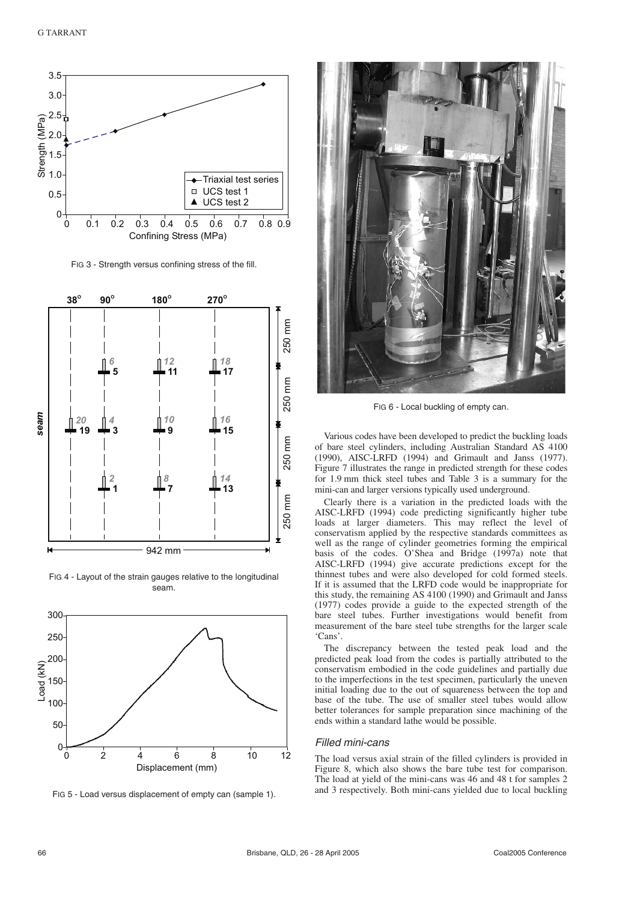FIG 3 - Strength versus confining stress of the fill.

FIG 4 - Layout of the strain gauges relative to the longitudinal seam.

FIG 5 - Load versus displacement of empty can (sample 1).

FIG 6 - Local buckling of empty can.

Various codes have been developed to predict the buckling loads of bare steel cylinders, including Australian Standard AS 4100 (1990), AISC-LRFD (1994) and Grimault and Janss (1977). Figure 7 illustrates the range in predicted strength for these codes for 1.9 mm thick steel tubes and Table 3 is a summary for the mini-can and larger versions typically used underground.

Clearly there is a variation in the predicted loads with the AISC-LRFD (1994) code predicting significantly higher tube loads at larger diameters. This may reflect the level of conservatism applied by the respective standards committees as well as the range of cylinder geometries forming the empirical basis of the codes. O'Shea and Bridge (1997a) note that AISC-LRFD (1994) give accurate predictions except for the thinnest tubes and were also developed for cold formed steels. If it is assumed that the LRFD code would be inappropriate for this study, the remaining AS 4100 (1990) and Grimault and Janss (1977) codes provide a guide to the expected strength of the bare steel tubes. Further investigations would benefit from measurement of the bare steel tube strengths for the larger scale 'Cans'.

The discrepancy between the tested peak load and the predicted peak load from the codes is partially attributed to the conservatism embodied in the code guidelines and partially due to the imperfections in the test specimen, particularly the uneven initial loading due to the out of squareness between the top and base of the tube. The use of smaller steel tubes would allow better tolerances for sample preparation since machining of the ends within a standard lathe would be possible.

### Filled mini-cans

The load versus axial strain of the filled cylinders is provided in Figure 8, which also shows the bare tube test for comparison. The load at yield of the mini-cans was 46 and 48 t for samples 2 and 3 respectively. Both mini-cans yielded due to local buckling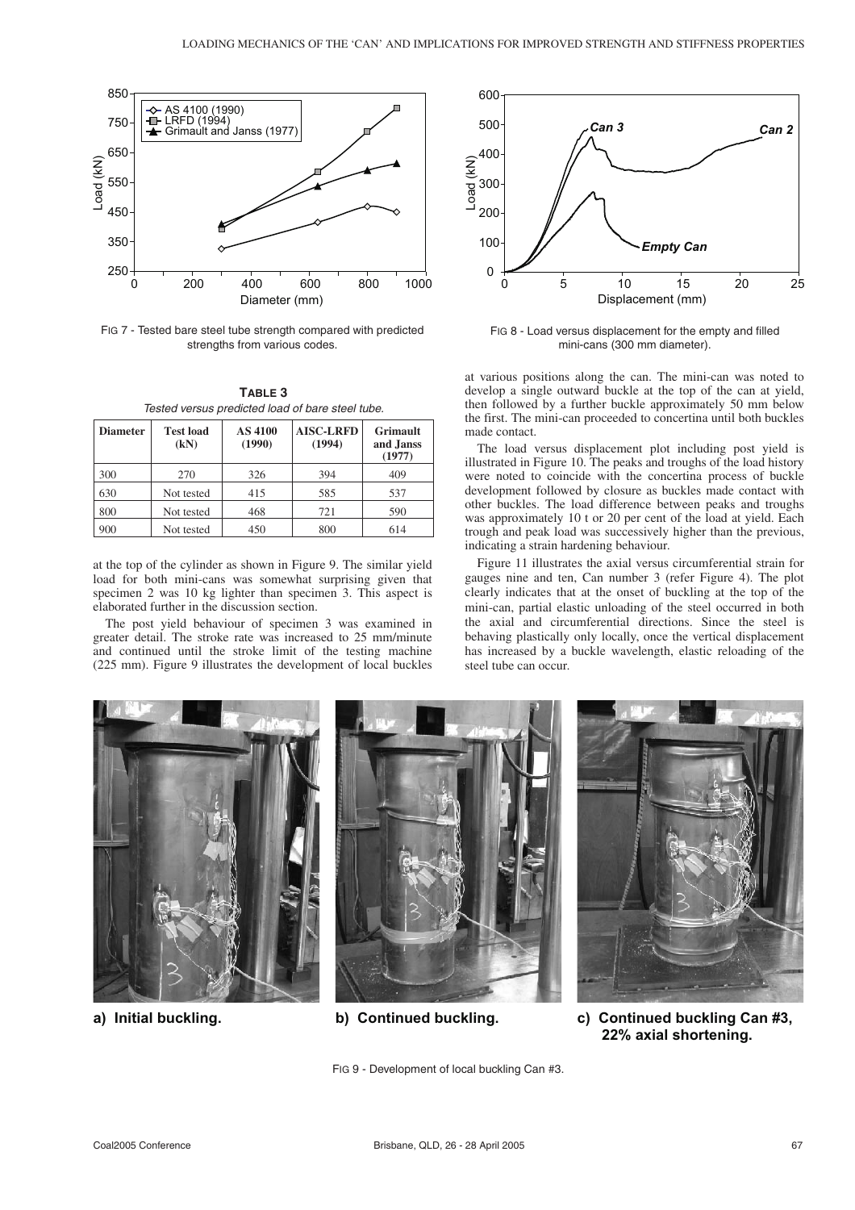FIG 7 - Tested bare steel tube strength compared with predicted strengths from various codes.

FIG 8 - Load versus displacement for the empty and filled mini-cans (300 mm diameter).

**TABLE 3**

*Tested versus predicted load of bare steel tube.*

| Diameter | Test load (kN) | AS 4100 (1990) | AISC-LRFD (1994) | Grimault and Janss (1977) |
|---|---|---|---|---|
| 300 | 270 | 326 | 394 | 409 |
| 630 | Not tested | 415 | 585 | 537 |
| 800 | Not tested | 468 | 721 | 590 |
| 900 | Not tested | 450 | 800 | 614 |

at the top of the cylinder as shown in Figure 9. The similar yield load for both mini-cans was somewhat surprising given that specimen 2 was 10 kg lighter than specimen 3. This aspect is elaborated further in the discussion section.

The post yield behaviour of specimen 3 was examined in greater detail. The stroke rate was increased to 25 mm/minute and continued until the stroke limit of the testing machine (225 mm). Figure 9 illustrates the development of local buckles at various positions along the can. The mini-can was noted to develop a single outward buckle at the top of the can at yield, then followed by a further buckle approximately 50 mm below the first. The mini-can proceeded to concertina until both buckles made contact.

The load versus displacement plot including post yield is illustrated in Figure 10. The peaks and troughs of the load history were noted to coincide with the concertina process of buckle development followed by closure as buckles made contact with other buckles. The load difference between peaks and troughs was approximately 10 t or 20 per cent of the load at yield. Each trough and peak load was successively higher than the previous, indicating a strain hardening behaviour.

Figure 11 illustrates the axial versus circumferential strain for gauges nine and ten, Can number 3 (refer Figure 4). The plot clearly indicates that at the onset of buckling at the top of the mini-can, partial elastic unloading of the steel occurred in both the axial and circumferential directions. Since the steel is behaving plastically only locally, once the vertical displacement has increased by a buckle wavelength, elastic reloading of the steel tube can occur.

**a) Initial buckling.** **b) Continued buckling.** **c) Continued buckling Can #3, 22% axial shortening.**

FIG 9 - Development of local buckling Can #3.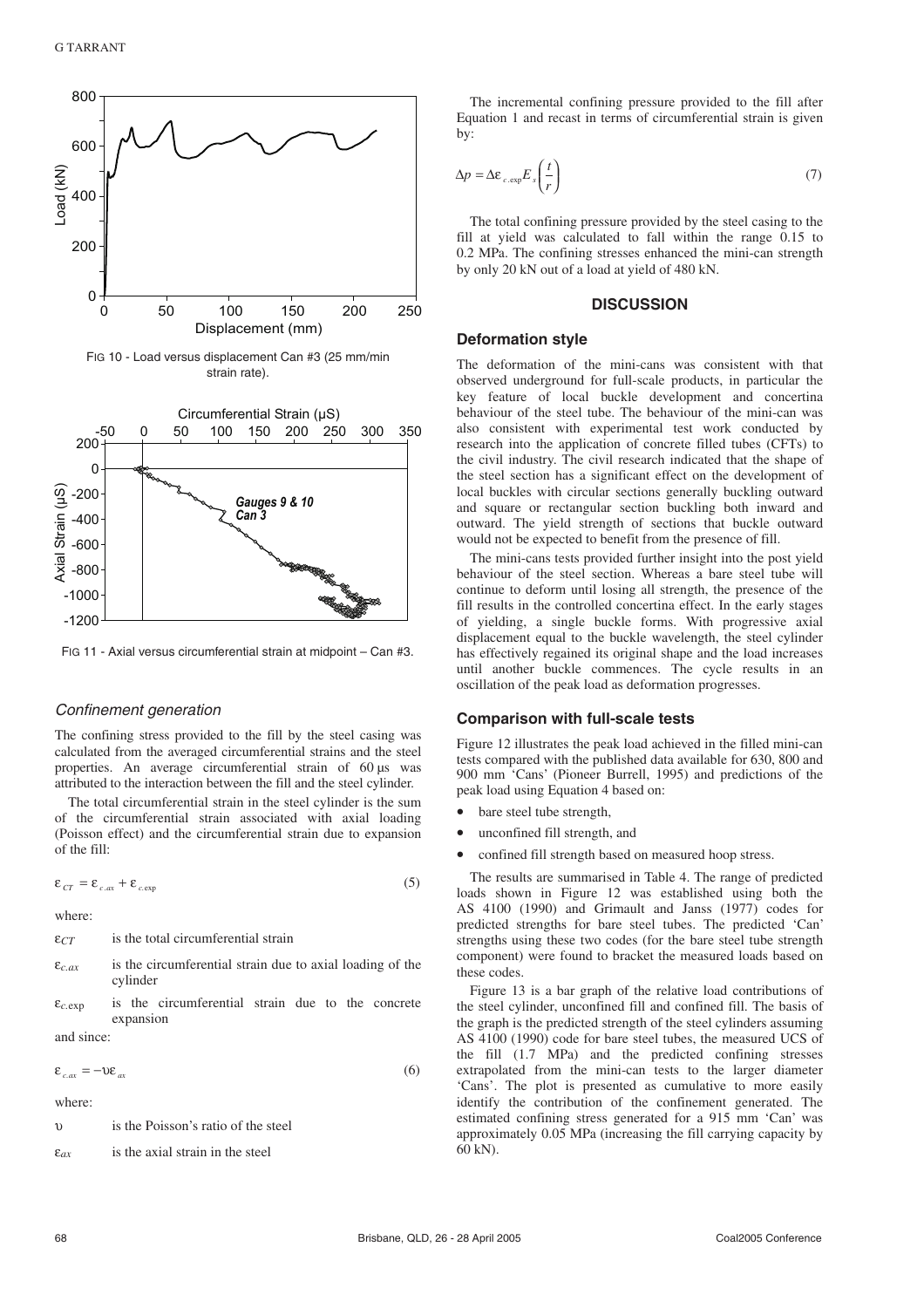FIG 10 - Load versus displacement Can #3 (25 mm/min strain rate).

FIG 11 - Axial versus circumferential strain at midpoint – Can #3.

### *Confinement generation*

The confining stress provided to the fill by the steel casing was calculated from the averaged circumferential strains and the steel properties. An average circumferential strain of 60 µs was attributed to the interaction between the fill and the steel cylinder.

The total circumferential strain in the steel cylinder is the sum of the circumferential strain associated with axial loading (Poisson effect) and the circumferential strain due to expansion of the fill:

$$\varepsilon_{CT} = \varepsilon_{c.ax} + \varepsilon_{c.\exp} \tag{5}$$

where:

$\varepsilon_{CT}$ is the total circumferential strain

$\varepsilon_{c.ax}$ is the circumferential strain due to axial loading of the cylinder

$\varepsilon_{c.\exp}$ is the circumferential strain due to the concrete expansion

and since:

$$\varepsilon_{c.ax} = -\upsilon\varepsilon_{ax} \tag{6}$$

where:

$\upsilon$ is the Poisson's ratio of the steel

$\varepsilon_{ax}$ is the axial strain in the steel

The incremental confining pressure provided to the fill after Equation 1 and recast in terms of circumferential strain is given by:

$$\Delta p = \Delta\varepsilon_{c.\exp} E_s \left(\frac{t}{r}\right) \tag{7}$$

The total confining pressure provided by the steel casing to the fill at yield was calculated to fall within the range 0.15 to 0.2 MPa. The confining stresses enhanced the mini-can strength by only 20 kN out of a load at yield of 480 kN.

## DISCUSSION

### Deformation style

The deformation of the mini-cans was consistent with that observed underground for full-scale products, in particular the key feature of local buckle development and concertina behaviour of the steel tube. The behaviour of the mini-can was also consistent with experimental test work conducted by research into the application of concrete filled tubes (CFTs) to the civil industry. The civil research indicated that the shape of the steel section has a significant effect on the development of local buckles with circular sections generally buckling outward and square or rectangular section buckling both inward and outward. The yield strength of sections that buckle outward would not be expected to benefit from the presence of fill.

The mini-cans tests provided further insight into the post yield behaviour of the steel section. Whereas a bare steel tube will continue to deform until losing all strength, the presence of the fill results in the controlled concertina effect. In the early stages of yielding, a single buckle forms. With progressive axial displacement equal to the buckle wavelength, the steel cylinder has effectively regained its original shape and the load increases until another buckle commences. The cycle results in an oscillation of the peak load as deformation progresses.

### Comparison with full-scale tests

Figure 12 illustrates the peak load achieved in the filled mini-can tests compared with the published data available for 630, 800 and 900 mm 'Cans' (Pioneer Burrell, 1995) and predictions of the peak load using Equation 4 based on:

- bare steel tube strength,
- unconfined fill strength, and
- confined fill strength based on measured hoop stress.

The results are summarised in Table 4. The range of predicted loads shown in Figure 12 was established using both the AS 4100 (1990) and Grimault and Janss (1977) codes for predicted strengths for bare steel tubes. The predicted 'Can' strengths using these two codes (for the bare steel tube strength component) were found to bracket the measured loads based on these codes.

Figure 13 is a bar graph of the relative load contributions of the steel cylinder, unconfined fill and confined fill. The basis of the graph is the predicted strength of the steel cylinders assuming AS 4100 (1990) code for bare steel tubes, the measured UCS of the fill (1.7 MPa) and the predicted confining stresses extrapolated from the mini-can tests to the larger diameter 'Cans'. The plot is presented as cumulative to more easily identify the contribution of the confinement generated. The estimated confining stress generated for a 915 mm 'Can' was approximately 0.05 MPa (increasing the fill carrying capacity by 60 kN).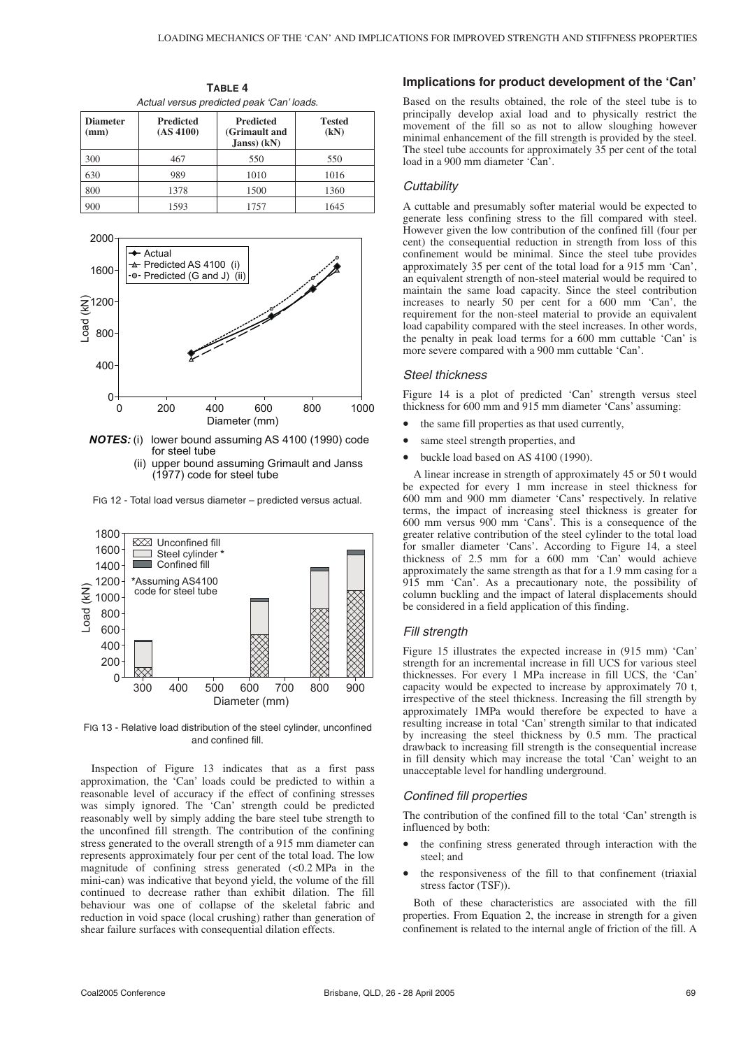**TABLE 4**
*Actual versus predicted peak 'Can' loads.*

| Diameter (mm) | Predicted (AS 4100) | Predicted (Grimault and Janss) (kN) | Tested (kN) |
|---|---|---|---|
| 300 | 467 | 550 | 550 |
| 630 | 989 | 1010 | 1016 |
| 800 | 1378 | 1500 | 1360 |
| 900 | 1593 | 1757 | 1645 |

***NOTES:*** (i) lower bound assuming AS 4100 (1990) code for steel tube
(ii) upper bound assuming Grimault and Janss (1977) code for steel tube

FIG 12 - Total load versus diameter – predicted versus actual.

FIG 13 - Relative load distribution of the steel cylinder, unconfined and confined fill.

Inspection of Figure 13 indicates that as a first pass approximation, the 'Can' loads could be predicted to within a reasonable level of accuracy if the effect of confining stresses was simply ignored. The 'Can' strength could be predicted reasonably well by simply adding the bare steel tube strength to the unconfined fill strength. The contribution of the confining stress generated to the overall strength of a 915 mm diameter can represents approximately four per cent of the total load. The low magnitude of confining stress generated (<0.2 MPa in the mini-can) was indicative that beyond yield, the volume of the fill continued to decrease rather than exhibit dilation. The fill behaviour was one of collapse of the skeletal fabric and reduction in void space (local crushing) rather than generation of shear failure surfaces with consequential dilation effects.

## Implications for product development of the 'Can'

Based on the results obtained, the role of the steel tube is to principally develop axial load and to physically restrict the movement of the fill so as not to allow sloughing however minimal enhancement of the fill strength is provided by the steel. The steel tube accounts for approximately 35 per cent of the total load in a 900 mm diameter 'Can'.

### *Cuttability*

A cuttable and presumably softer material would be expected to generate less confining stress to the fill compared with steel. However given the low contribution of the confined fill (four per cent) the consequential reduction in strength from loss of this confinement would be minimal. Since the steel tube provides approximately 35 per cent of the total load for a 915 mm 'Can', an equivalent strength of non-steel material would be required to maintain the same load capacity. Since the steel contribution increases to nearly 50 per cent for a 600 mm 'Can', the requirement for the non-steel material to provide an equivalent load capability compared with the steel increases. In other words, the penalty in peak load terms for a 600 mm cuttable 'Can' is more severe compared with a 900 mm cuttable 'Can'.

### *Steel thickness*

Figure 14 is a plot of predicted 'Can' strength versus steel thickness for 600 mm and 915 mm diameter 'Cans' assuming:

- the same fill properties as that used currently,
- same steel strength properties, and
- buckle load based on AS 4100 (1990).

A linear increase in strength of approximately 45 or 50 t would be expected for every 1 mm increase in steel thickness for 600 mm and 900 mm diameter 'Cans' respectively. In relative terms, the impact of increasing steel thickness is greater for 600 mm versus 900 mm 'Cans'. This is a consequence of the greater relative contribution of the steel cylinder to the total load for smaller diameter 'Cans'. According to Figure 14, a steel thickness of 2.5 mm for a 600 mm 'Can' would achieve approximately the same strength as that for a 1.9 mm casing for a 915 mm 'Can'. As a precautionary note, the possibility of column buckling and the impact of lateral displacements should be considered in a field application of this finding.

### *Fill strength*

Figure 15 illustrates the expected increase in (915 mm) 'Can' strength for an incremental increase in fill UCS for various steel thicknesses. For every 1 MPa increase in fill UCS, the 'Can' capacity would be expected to increase by approximately 70 t, irrespective of the steel thickness. Increasing the fill strength by approximately 1MPa would therefore be expected to have a resulting increase in total 'Can' strength similar to that indicated by increasing the steel thickness by 0.5 mm. The practical drawback to increasing fill strength is the consequential increase in fill density which may increase the total 'Can' weight to an unacceptable level for handling underground.

### *Confined fill properties*

The contribution of the confined fill to the total 'Can' strength is influenced by both:

- the confining stress generated through interaction with the steel; and
- the responsiveness of the fill to that confinement (triaxial stress factor (TSF)).

Both of these characteristics are associated with the fill properties. From Equation 2, the increase in strength for a given confinement is related to the internal angle of friction of the fill. A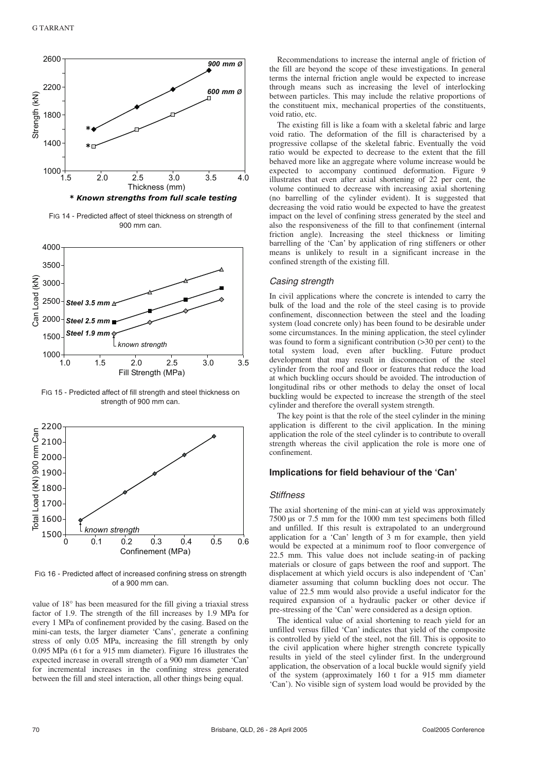FIG 14 - Predicted affect of steel thickness on strength of 900 mm can.

FIG 15 - Predicted affect of fill strength and steel thickness on strength of 900 mm can.

FIG 16 - Predicted affect of increased confining stress on strength of a 900 mm can.

value of 18° has been measured for the fill giving a triaxial stress factor of 1.9. The strength of the fill increases by 1.9 MPa for every 1 MPa of confinement provided by the casing. Based on the mini-can tests, the larger diameter 'Cans', generate a confining stress of only 0.05 MPa, increasing the fill strength by only 0.095 MPa (6 t for a 915 mm diameter). Figure 16 illustrates the expected increase in overall strength of a 900 mm diameter 'Can' for incremental increases in the confining stress generated between the fill and steel interaction, all other things being equal.

Recommendations to increase the internal angle of friction of the fill are beyond the scope of these investigations. In general terms the internal friction angle would be expected to increase through means such as increasing the level of interlocking between particles. This may include the relative proportions of the constituent mix, mechanical properties of the constituents, void ratio, etc.

The existing fill is like a foam with a skeletal fabric and large void ratio. The deformation of the fill is characterised by a progressive collapse of the skeletal fabric. Eventually the void ratio would be expected to decrease to the extent that the fill behaved more like an aggregate where volume increase would be expected to accompany continued deformation. Figure 9 illustrates that even after axial shortening of 22 per cent, the volume continued to decrease with increasing axial shortening (no barrelling of the cylinder evident). It is suggested that decreasing the void ratio would be expected to have the greatest impact on the level of confining stress generated by the steel and also the responsiveness of the fill to that confinement (internal friction angle). Increasing the steel thickness or limiting barrelling of the 'Can' by application of ring stiffeners or other means is unlikely to result in a significant increase in the confined strength of the existing fill.

### *Casing strength*

In civil applications where the concrete is intended to carry the bulk of the load and the role of the steel casing is to provide confinement, disconnection between the steel and the loading system (load concrete only) has been found to be desirable under some circumstances. In the mining application, the steel cylinder was found to form a significant contribution (>30 per cent) to the total system load, even after buckling. Future product development that may result in disconnection of the steel cylinder from the roof and floor or features that reduce the load at which buckling occurs should be avoided. The introduction of longitudinal ribs or other methods to delay the onset of local buckling would be expected to increase the strength of the steel cylinder and therefore the overall system strength.

The key point is that the role of the steel cylinder in the mining application is different to the civil application. In the mining application the role of the steel cylinder is to contribute to overall strength whereas the civil application the role is more one of confinement.

## Implications for field behaviour of the 'Can'

### *Stiffness*

The axial shortening of the mini-can at yield was approximately 7500 µs or 7.5 mm for the 1000 mm test specimens both filled and unfilled. If this result is extrapolated to an underground application for a 'Can' length of 3 m for example, then yield would be expected at a minimum roof to floor convergence of 22.5 mm. This value does not include seating-in of packing materials or closure of gaps between the roof and support. The displacement at which yield occurs is also independent of 'Can' diameter assuming that column buckling does not occur. The value of 22.5 mm would also provide a useful indicator for the required expansion of a hydraulic packer or other device if pre-stressing of the 'Can' were considered as a design option.

The identical value of axial shortening to reach yield for an unfilled versus filled 'Can' indicates that yield of the composite is controlled by yield of the steel, not the fill. This is opposite to the civil application where higher strength concrete typically results in yield of the steel cylinder first. In the underground application, the observation of a local buckle would signify yield of the system (approximately 160 t for a 915 mm diameter 'Can'). No visible sign of system load would be provided by the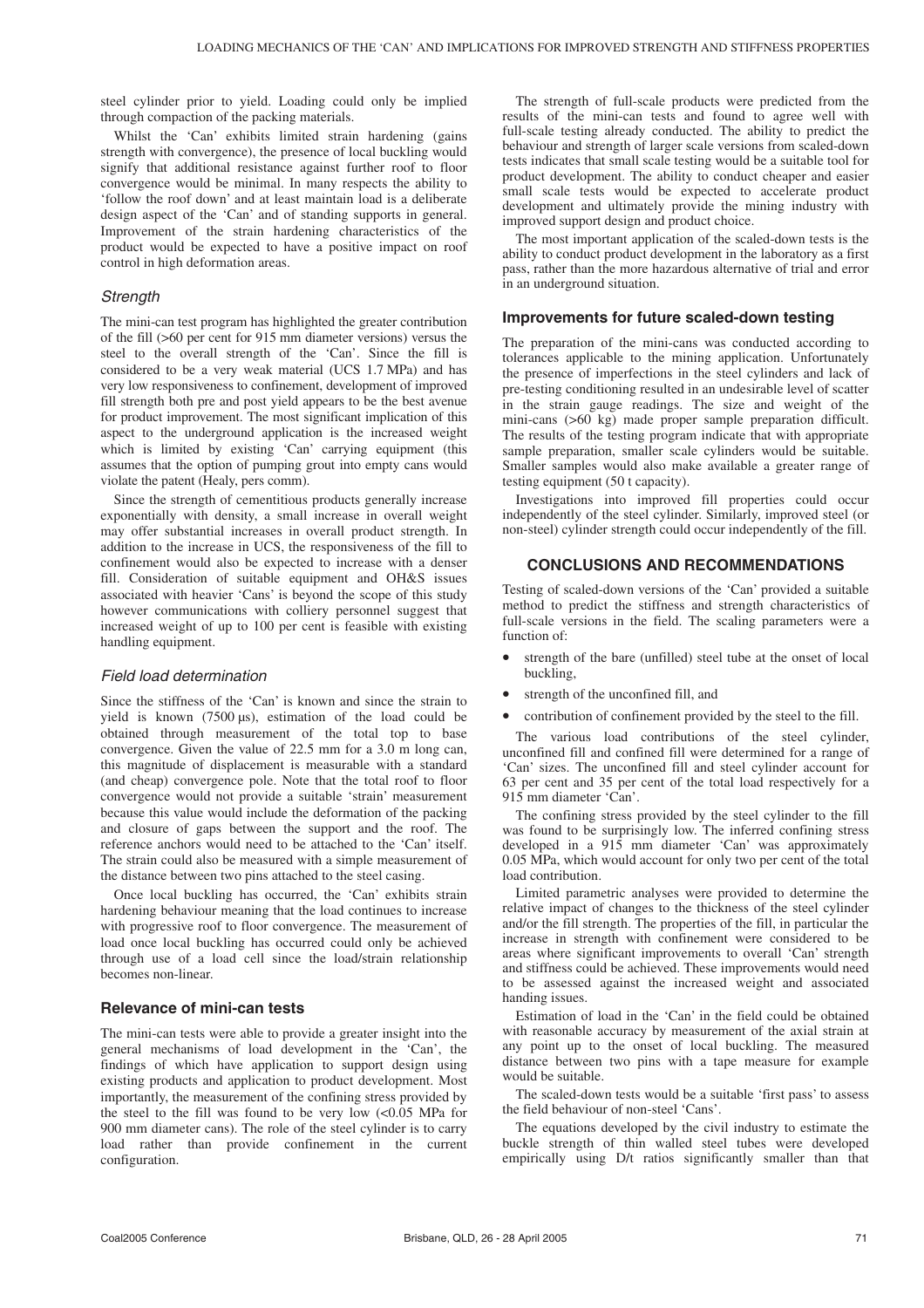steel cylinder prior to yield. Loading could only be implied through compaction of the packing materials.

Whilst the 'Can' exhibits limited strain hardening (gains strength with convergence), the presence of local buckling would signify that additional resistance against further roof to floor convergence would be minimal. In many respects the ability to 'follow the roof down' and at least maintain load is a deliberate design aspect of the 'Can' and of standing supports in general. Improvement of the strain hardening characteristics of the product would be expected to have a positive impact on roof control in high deformation areas.

### *Strength*

The mini-can test program has highlighted the greater contribution of the fill (>60 per cent for 915 mm diameter versions) versus the steel to the overall strength of the 'Can'. Since the fill is considered to be a very weak material (UCS 1.7 MPa) and has very low responsiveness to confinement, development of improved fill strength both pre and post yield appears to be the best avenue for product improvement. The most significant implication of this aspect to the underground application is the increased weight which is limited by existing 'Can' carrying equipment (this assumes that the option of pumping grout into empty cans would violate the patent (Healy, pers comm).

Since the strength of cementitious products generally increase exponentially with density, a small increase in overall weight may offer substantial increases in overall product strength. In addition to the increase in UCS, the responsiveness of the fill to confinement would also be expected to increase with a denser fill. Consideration of suitable equipment and OH&S issues associated with heavier 'Cans' is beyond the scope of this study however communications with colliery personnel suggest that increased weight of up to 100 per cent is feasible with existing handling equipment.

### *Field load determination*

Since the stiffness of the 'Can' is known and since the strain to yield is known (7500 µs), estimation of the load could be obtained through measurement of the total top to base convergence. Given the value of 22.5 mm for a 3.0 m long can, this magnitude of displacement is measurable with a standard (and cheap) convergence pole. Note that the total roof to floor convergence would not provide a suitable 'strain' measurement because this value would include the deformation of the packing and closure of gaps between the support and the roof. The reference anchors would need to be attached to the 'Can' itself. The strain could also be measured with a simple measurement of the distance between two pins attached to the steel casing.

Once local buckling has occurred, the 'Can' exhibits strain hardening behaviour meaning that the load continues to increase with progressive roof to floor convergence. The measurement of load once local buckling has occurred could only be achieved through use of a load cell since the load/strain relationship becomes non-linear.

## Relevance of mini-can tests

The mini-can tests were able to provide a greater insight into the general mechanisms of load development in the 'Can', the findings of which have application to support design using existing products and application to product development. Most importantly, the measurement of the confining stress provided by the steel to the fill was found to be very low (<0.05 MPa for 900 mm diameter cans). The role of the steel cylinder is to carry load rather than provide confinement in the current configuration.

The strength of full-scale products were predicted from the results of the mini-can tests and found to agree well with full-scale testing already conducted. The ability to predict the behaviour and strength of larger scale versions from scaled-down tests indicates that small scale testing would be a suitable tool for product development. The ability to conduct cheaper and easier small scale tests would be expected to accelerate product development and ultimately provide the mining industry with improved support design and product choice.

The most important application of the scaled-down tests is the ability to conduct product development in the laboratory as a first pass, rather than the more hazardous alternative of trial and error in an underground situation.

## Improvements for future scaled-down testing

The preparation of the mini-cans was conducted according to tolerances applicable to the mining application. Unfortunately the presence of imperfections in the steel cylinders and lack of pre-testing conditioning resulted in an undesirable level of scatter in the strain gauge readings. The size and weight of the mini-cans (>60 kg) made proper sample preparation difficult. The results of the testing program indicate that with appropriate sample preparation, smaller scale cylinders would be suitable. Smaller samples would also make available a greater range of testing equipment (50 t capacity).

Investigations into improved fill properties could occur independently of the steel cylinder. Similarly, improved steel (or non-steel) cylinder strength could occur independently of the fill.

## CONCLUSIONS AND RECOMMENDATIONS

Testing of scaled-down versions of the 'Can' provided a suitable method to predict the stiffness and strength characteristics of full-scale versions in the field. The scaling parameters were a function of:

- strength of the bare (unfilled) steel tube at the onset of local buckling,
- strength of the unconfined fill, and
- contribution of confinement provided by the steel to the fill.

The various load contributions of the steel cylinder, unconfined fill and confined fill were determined for a range of 'Can' sizes. The unconfined fill and steel cylinder account for 63 per cent and 35 per cent of the total load respectively for a 915 mm diameter 'Can'.

The confining stress provided by the steel cylinder to the fill was found to be surprisingly low. The inferred confining stress developed in a 915 mm diameter 'Can' was approximately 0.05 MPa, which would account for only two per cent of the total load contribution.

Limited parametric analyses were provided to determine the relative impact of changes to the thickness of the steel cylinder and/or the fill strength. The properties of the fill, in particular the increase in strength with confinement were considered to be areas where significant improvements to overall 'Can' strength and stiffness could be achieved. These improvements would need to be assessed against the increased weight and associated handing issues.

Estimation of load in the 'Can' in the field could be obtained with reasonable accuracy by measurement of the axial strain at any point up to the onset of local buckling. The measured distance between two pins with a tape measure for example would be suitable.

The scaled-down tests would be a suitable 'first pass' to assess the field behaviour of non-steel 'Cans'.

The equations developed by the civil industry to estimate the buckle strength of thin walled steel tubes were developed empirically using D/t ratios significantly smaller than that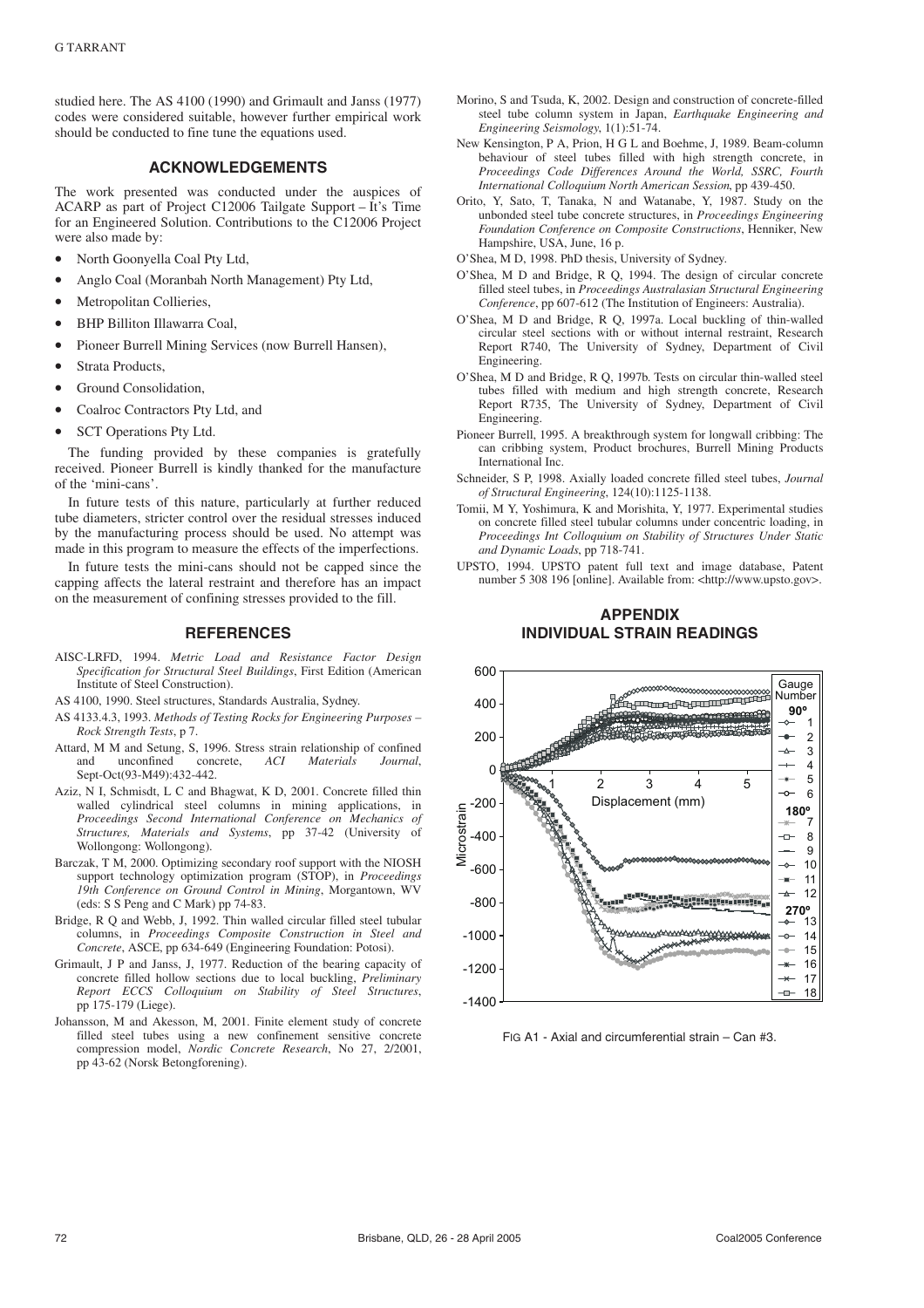studied here. The AS 4100 (1990) and Grimault and Janss (1977) codes were considered suitable, however further empirical work should be conducted to fine tune the equations used.

## ACKNOWLEDGEMENTS

The work presented was conducted under the auspices of ACARP as part of Project C12006 Tailgate Support – It's Time for an Engineered Solution. Contributions to the C12006 Project were also made by:

- North Goonyella Coal Pty Ltd,
- Anglo Coal (Moranbah North Management) Pty Ltd,
- Metropolitan Collieries,
- BHP Billiton Illawarra Coal,
- Pioneer Burrell Mining Services (now Burrell Hansen),
- Strata Products,
- Ground Consolidation,
- Coalroc Contractors Pty Ltd, and
- SCT Operations Pty Ltd.

The funding provided by these companies is gratefully received. Pioneer Burrell is kindly thanked for the manufacture of the 'mini-cans'.

In future tests of this nature, particularly at further reduced tube diameters, stricter control over the residual stresses induced by the manufacturing process should be used. No attempt was made in this program to measure the effects of the imperfections.

In future tests the mini-cans should not be capped since the capping affects the lateral restraint and therefore has an impact on the measurement of confining stresses provided to the fill.

## REFERENCES

AISC-LRFD, 1994. *Metric Load and Resistance Factor Design Specification for Structural Steel Buildings*, First Edition (American Institute of Steel Construction).

AS 4100, 1990. Steel structures, Standards Australia, Sydney.

AS 4133.4.3, 1993. *Methods of Testing Rocks for Engineering Purposes – Rock Strength Tests*, p 7.

Attard, M M and Setung, S, 1996. Stress strain relationship of confined and unconfined concrete, *ACI Materials Journal*, Sept-Oct(93-M49):432-442.

Aziz, N I, Schmisdt, L C and Bhagwat, K D, 2001. Concrete filled thin walled cylindrical steel columns in mining applications, in *Proceedings Second International Conference on Mechanics of Structures, Materials and Systems*, pp 37-42 (University of Wollongong: Wollongong).

Barczak, T M, 2000. Optimizing secondary roof support with the NIOSH support technology optimization program (STOP), in *Proceedings 19th Conference on Ground Control in Mining*, Morgantown, WV (eds: S S Peng and C Mark) pp 74-83.

Bridge, R Q and Webb, J, 1992. Thin walled circular filled steel tubular columns, in *Proceedings Composite Construction in Steel and Concrete*, ASCE, pp 634-649 (Engineering Foundation: Potosi).

Grimault, J P and Janss, J, 1977. Reduction of the bearing capacity of concrete filled hollow sections due to local buckling, *Preliminary Report ECCS Colloquium on Stability of Steel Structures*, pp 175-179 (Liege).

Johansson, M and Akesson, M, 2001. Finite element study of concrete filled steel tubes using a new confinement sensitive concrete compression model, *Nordic Concrete Research*, No 27, 2/2001, pp 43-62 (Norsk Betongforening).

Morino, S and Tsuda, K, 2002. Design and construction of concrete-filled steel tube column system in Japan, *Earthquake Engineering and Engineering Seismology*, 1(1):51-74.

New Kensington, P A, Prion, H G L and Boehme, J, 1989. Beam-column behaviour of steel tubes filled with high strength concrete, in *Proceedings Code Differences Around the World, SSRC, Fourth International Colloquium North American Session*, pp 439-450.

Orito, Y, Sato, T, Tanaka, N and Watanabe, Y, 1987. Study on the unbonded steel tube concrete structures, in *Proceedings Engineering Foundation Conference on Composite Constructions*, Henniker, New Hampshire, USA, June, 16 p.

O'Shea, M D, 1998. PhD thesis, University of Sydney.

O'Shea, M D and Bridge, R Q, 1994. The design of circular concrete filled steel tubes, in *Proceedings Australasian Structural Engineering Conference*, pp 607-612 (The Institution of Engineers: Australia).

O'Shea, M D and Bridge, R Q, 1997a. Local buckling of thin-walled circular steel sections with or without internal restraint, Research Report R740, The University of Sydney, Department of Civil Engineering.

O'Shea, M D and Bridge, R Q, 1997b. Tests on circular thin-walled steel tubes filled with medium and high strength concrete, Research Report R735, The University of Sydney, Department of Civil Engineering.

Pioneer Burrell, 1995. A breakthrough system for longwall cribbing: The can cribbing system, Product brochures, Burrell Mining Products International Inc.

Schneider, S P, 1998. Axially loaded concrete filled steel tubes, *Journal of Structural Engineering*, 124(10):1125-1138.

Tomii, M Y, Yoshimura, K and Morishita, Y, 1977. Experimental studies on concrete filled steel tubular columns under concentric loading, in *Proceedings Int Colloquium on Stability of Structures Under Static and Dynamic Loads*, pp 718-741.

UPSTO, 1994. UPSTO patent full text and image database, Patent number 5 308 196 [online]. Available from: <http://www.upsto.gov>.

## APPENDIX
## INDIVIDUAL STRAIN READINGS

Microstrain
600
400
200
0
-200
-400
-600
-800
-1000
-1200
-1400
Displacement (mm)
1 2 3 4 5
Gauge Number
90º
1
2
3
4
5
6
180º
7
8
9
10
11
12
270º
13
14
15
16
17
18

FIG A1 - Axial and circumferential strain – Can #3.